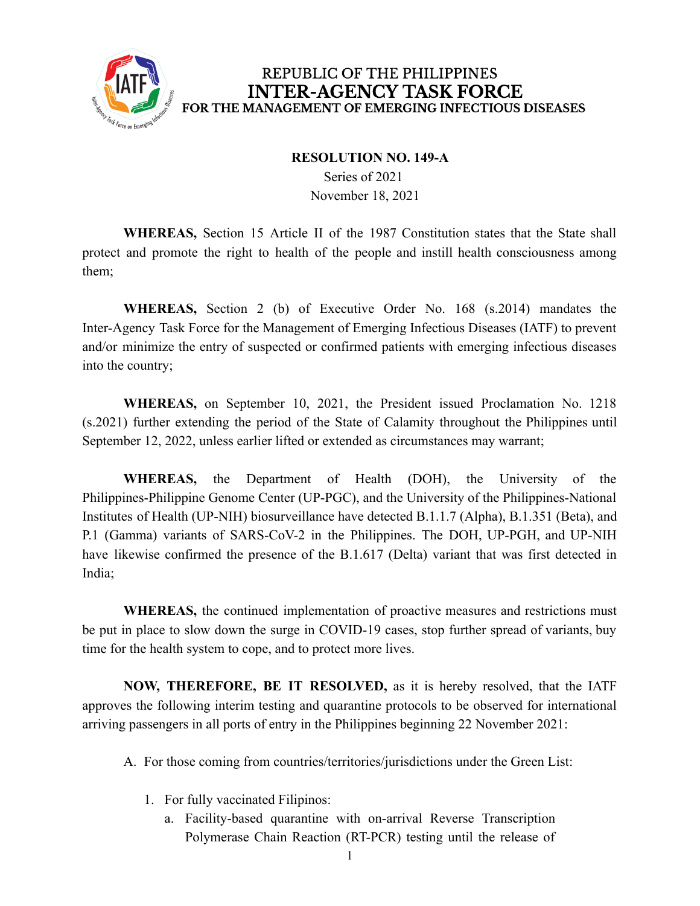# REPUBLIC OF THE PHILIPPINES
# INTER-AGENCY TASK FORCE
## FOR THE MANAGEMENT OF EMERGING INFECTIOUS DISEASES

**RESOLUTION NO. 149-A**
Series of 2021
November 18, 2021

**WHEREAS,** Section 15 Article II of the 1987 Constitution states that the State shall protect and promote the right to health of the people and instill health consciousness among them;

**WHEREAS,** Section 2 (b) of Executive Order No. 168 (s.2014) mandates the Inter-Agency Task Force for the Management of Emerging Infectious Diseases (IATF) to prevent and/or minimize the entry of suspected or confirmed patients with emerging infectious diseases into the country;

**WHEREAS,** on September 10, 2021, the President issued Proclamation No. 1218 (s.2021) further extending the period of the State of Calamity throughout the Philippines until September 12, 2022, unless earlier lifted or extended as circumstances may warrant;

**WHEREAS,** the Department of Health (DOH), the University of the Philippines-Philippine Genome Center (UP-PGC), and the University of the Philippines-National Institutes of Health (UP-NIH) biosurveillance have detected B.1.1.7 (Alpha), B.1.351 (Beta), and P.1 (Gamma) variants of SARS-CoV-2 in the Philippines. The DOH, UP-PGH, and UP-NIH have likewise confirmed the presence of the B.1.617 (Delta) variant that was first detected in India;

**WHEREAS,** the continued implementation of proactive measures and restrictions must be put in place to slow down the surge in COVID-19 cases, stop further spread of variants, buy time for the health system to cope, and to protect more lives.

**NOW, THEREFORE, BE IT RESOLVED,** as it is hereby resolved, that the IATF approves the following interim testing and quarantine protocols to be observed for international arriving passengers in all ports of entry in the Philippines beginning 22 November 2021:

A. For those coming from countries/territories/jurisdictions under the Green List:

1. For fully vaccinated Filipinos:
   a. Facility-based quarantine with on-arrival Reverse Transcription Polymerase Chain Reaction (RT-PCR) testing until the release of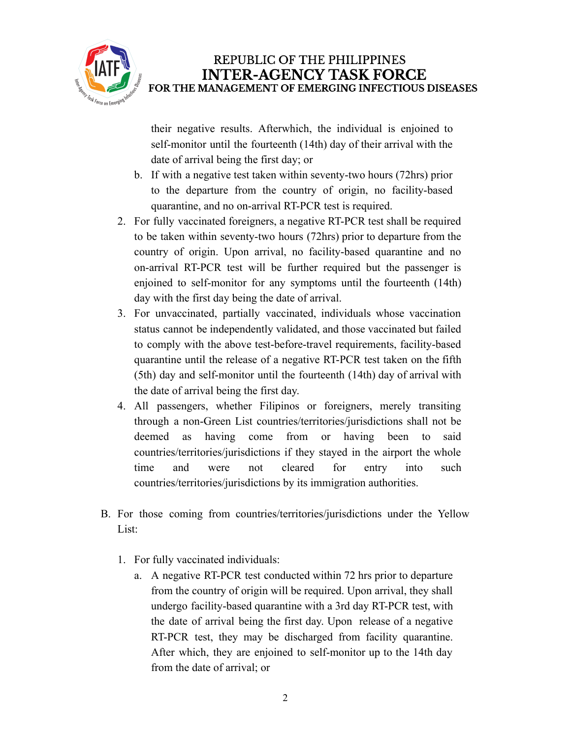their negative results. Afterwhich, the individual is enjoined to self-monitor until the fourteenth (14th) day of their arrival with the date of arrival being the first day; or

   b. If with a negative test taken within seventy-two hours (72hrs) prior to the departure from the country of origin, no facility-based quarantine, and no on-arrival RT-PCR test is required.

2. For fully vaccinated foreigners, a negative RT-PCR test shall be required to be taken within seventy-two hours (72hrs) prior to departure from the country of origin. Upon arrival, no facility-based quarantine and no on-arrival RT-PCR test will be further required but the passenger is enjoined to self-monitor for any symptoms until the fourteenth (14th) day with the first day being the date of arrival.

3. For unvaccinated, partially vaccinated, individuals whose vaccination status cannot be independently validated, and those vaccinated but failed to comply with the above test-before-travel requirements, facility-based quarantine until the release of a negative RT-PCR test taken on the fifth (5th) day and self-monitor until the fourteenth (14th) day of arrival with the date of arrival being the first day.

4. All passengers, whether Filipinos or foreigners, merely transiting through a non-Green List countries/territories/jurisdictions shall not be deemed as having come from or having been to said countries/territories/jurisdictions if they stayed in the airport the whole time and were not cleared for entry into such countries/territories/jurisdictions by its immigration authorities.

B. For those coming from countries/territories/jurisdictions under the Yellow List:

   1. For fully vaccinated individuals:

      a. A negative RT-PCR test conducted within 72 hrs prior to departure from the country of origin will be required. Upon arrival, they shall undergo facility-based quarantine with a 3rd day RT-PCR test, with the date of arrival being the first day. Upon release of a negative RT-PCR test, they may be discharged from facility quarantine. After which, they are enjoined to self-monitor up to the 14th day from the date of arrival; or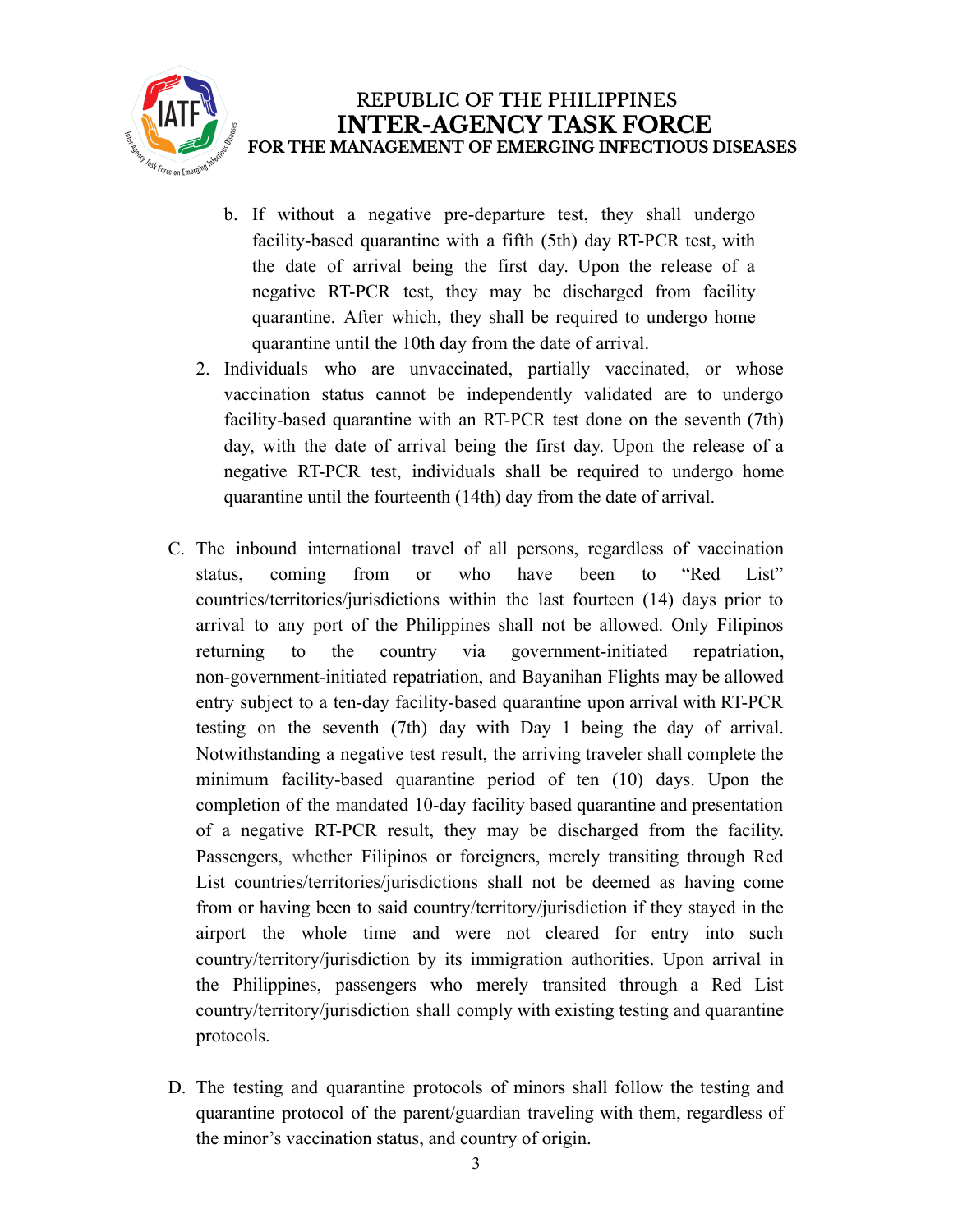b. If without a negative pre-departure test, they shall undergo facility-based quarantine with a fifth (5th) day RT-PCR test, with the date of arrival being the first day. Upon the release of a negative RT-PCR test, they may be discharged from facility quarantine. After which, they shall be required to undergo home quarantine until the 10th day from the date of arrival.

2. Individuals who are unvaccinated, partially vaccinated, or whose vaccination status cannot be independently validated are to undergo facility-based quarantine with an RT-PCR test done on the seventh (7th) day, with the date of arrival being the first day. Upon the release of a negative RT-PCR test, individuals shall be required to undergo home quarantine until the fourteenth (14th) day from the date of arrival.

C. The inbound international travel of all persons, regardless of vaccination status, coming from or who have been to "Red List" countries/territories/jurisdictions within the last fourteen (14) days prior to arrival to any port of the Philippines shall not be allowed. Only Filipinos returning to the country via government-initiated repatriation, non-government-initiated repatriation, and Bayanihan Flights may be allowed entry subject to a ten-day facility-based quarantine upon arrival with RT-PCR testing on the seventh (7th) day with Day 1 being the day of arrival. Notwithstanding a negative test result, the arriving traveler shall complete the minimum facility-based quarantine period of ten (10) days. Upon the completion of the mandated 10-day facility based quarantine and presentation of a negative RT-PCR result, they may be discharged from the facility. Passengers, whether Filipinos or foreigners, merely transiting through Red List countries/territories/jurisdictions shall not be deemed as having come from or having been to said country/territory/jurisdiction if they stayed in the airport the whole time and were not cleared for entry into such country/territory/jurisdiction by its immigration authorities. Upon arrival in the Philippines, passengers who merely transited through a Red List country/territory/jurisdiction shall comply with existing testing and quarantine protocols.

D. The testing and quarantine protocols of minors shall follow the testing and quarantine protocol of the parent/guardian traveling with them, regardless of the minor's vaccination status, and country of origin.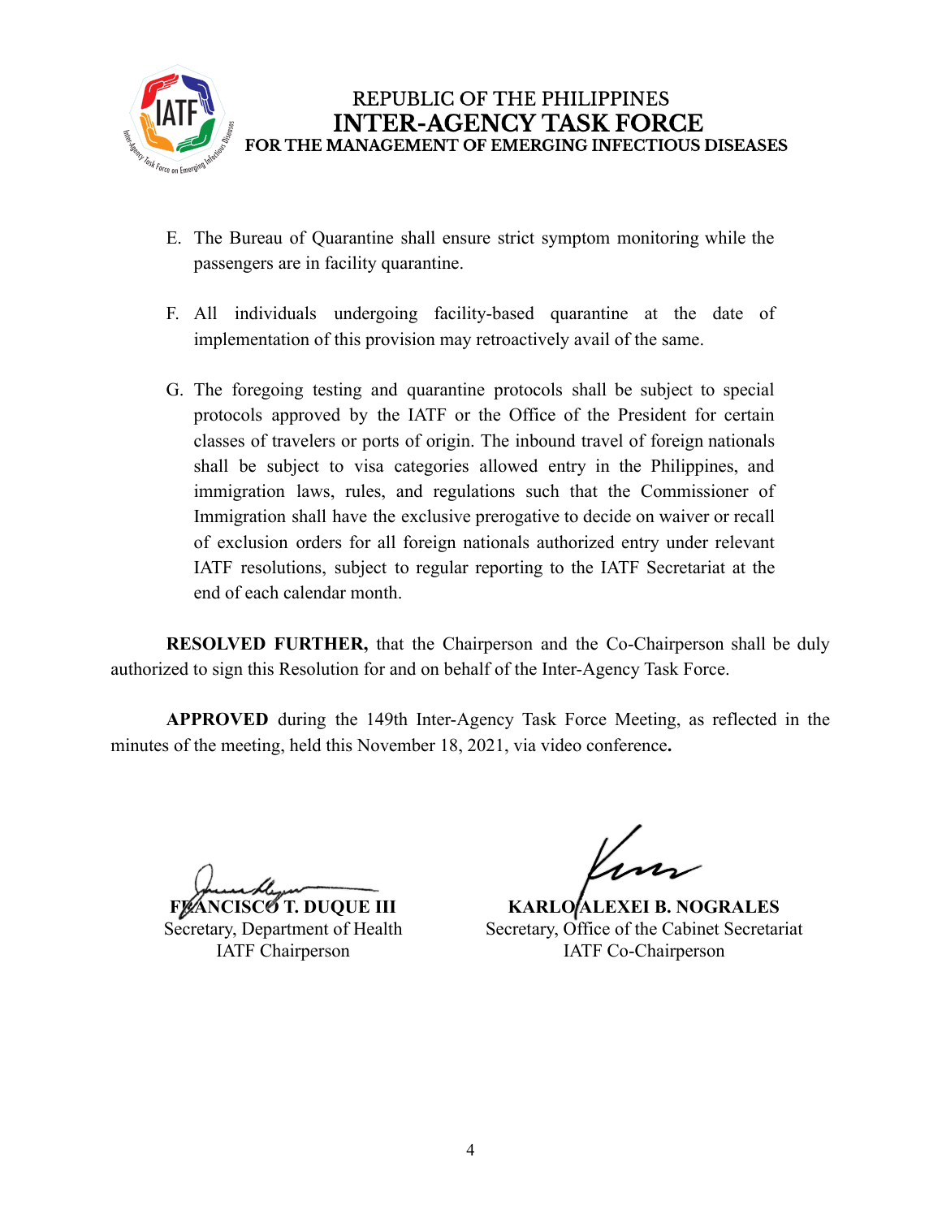E. The Bureau of Quarantine shall ensure strict symptom monitoring while the passengers are in facility quarantine.

F. All individuals undergoing facility-based quarantine at the date of implementation of this provision may retroactively avail of the same.

G. The foregoing testing and quarantine protocols shall be subject to special protocols approved by the IATF or the Office of the President for certain classes of travelers or ports of origin. The inbound travel of foreign nationals shall be subject to visa categories allowed entry in the Philippines, and immigration laws, rules, and regulations such that the Commissioner of Immigration shall have the exclusive prerogative to decide on waiver or recall of exclusion orders for all foreign nationals authorized entry under relevant IATF resolutions, subject to regular reporting to the IATF Secretariat at the end of each calendar month.

**RESOLVED FURTHER,** that the Chairperson and the Co-Chairperson shall be duly authorized to sign this Resolution for and on behalf of the Inter-Agency Task Force.

**APPROVED** during the 149th Inter-Agency Task Force Meeting, as reflected in the minutes of the meeting, held this November 18, 2021, via video conference**.**

**FRANCISCO T. DUQUE III**
Secretary, Department of Health
IATF Chairperson

**KARLO ALEXEI B. NOGRALES**
Secretary, Office of the Cabinet Secretariat
IATF Co-Chairperson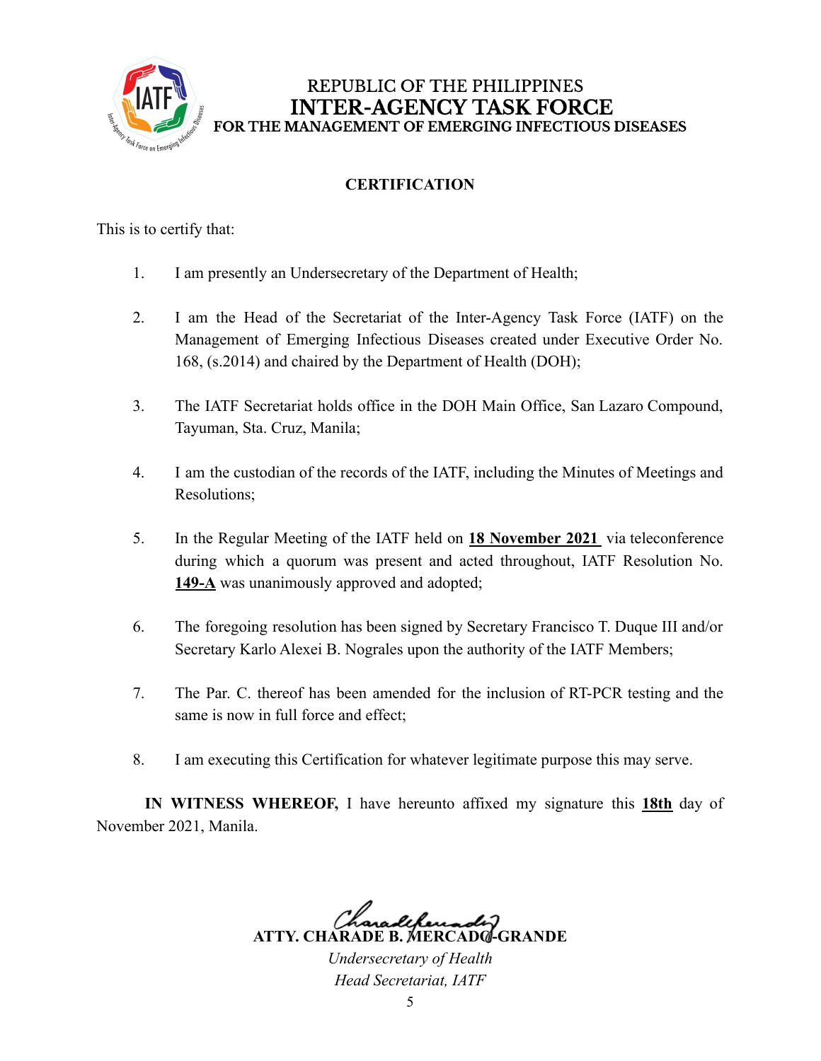REPUBLIC OF THE PHILIPPINES
**INTER-AGENCY TASK FORCE**
**FOR THE MANAGEMENT OF EMERGING INFECTIOUS DISEASES**

## CERTIFICATION

This is to certify that:

1. I am presently an Undersecretary of the Department of Health;

2. I am the Head of the Secretariat of the Inter-Agency Task Force (IATF) on the Management of Emerging Infectious Diseases created under Executive Order No. 168, (s.2014) and chaired by the Department of Health (DOH);

3. The IATF Secretariat holds office in the DOH Main Office, San Lazaro Compound, Tayuman, Sta. Cruz, Manila;

4. I am the custodian of the records of the IATF, including the Minutes of Meetings and Resolutions;

5. In the Regular Meeting of the IATF held on **18 November 2021** via teleconference during which a quorum was present and acted throughout, IATF Resolution No. **149-A** was unanimously approved and adopted;

6. The foregoing resolution has been signed by Secretary Francisco T. Duque III and/or Secretary Karlo Alexei B. Nograles upon the authority of the IATF Members;

7. The Par. C. thereof has been amended for the inclusion of RT-PCR testing and the same is now in full force and effect;

8. I am executing this Certification for whatever legitimate purpose this may serve.

**IN WITNESS WHEREOF,** I have hereunto affixed my signature this **18th** day of November 2021, Manila.

**ATTY. CHARADE B. MERCADO-GRANDE**
*Undersecretary of Health*
*Head Secretariat, IATF*